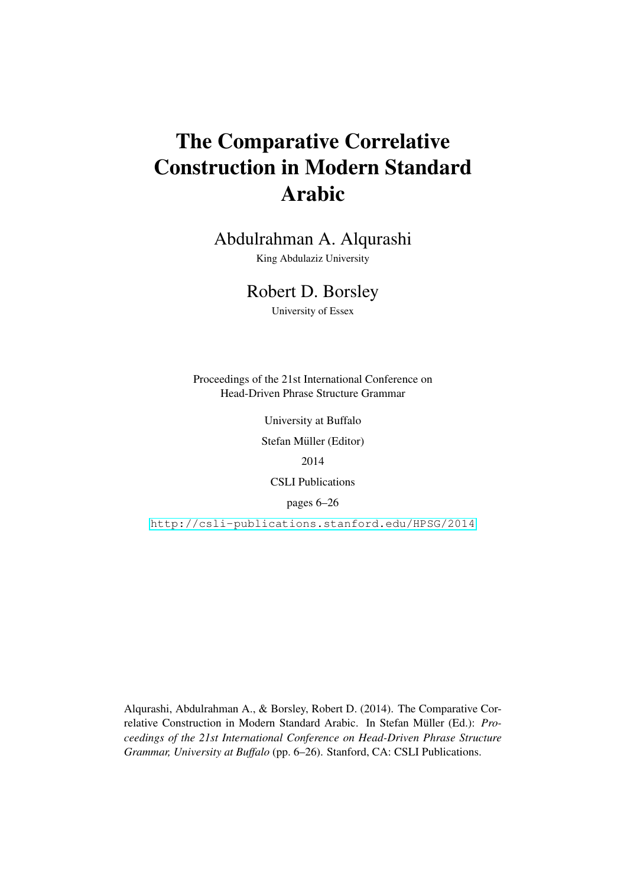# The Comparative Correlative Construction in Modern Standard Arabic

Abdulrahman A. Alqurashi

King Abdulaziz University

Robert D. Borsley

University of Essex

Proceedings of the 21st International Conference on Head-Driven Phrase Structure Grammar

University at Buffalo

Stefan Müller (Editor)

2014

CSLI Publications

pages 6–26

http://csli-publications.stanford.edu/HPSG/2014

Alqurashi, Abdulrahman A., & Borsley, Robert D. (2014). The Comparative Correlative Construction in Modern Standard Arabic. In Stefan Müller (Ed.): *Proceedings of the 21st International Conference on Head-Driven Phrase Structure Grammar, University at Buffalo* (pp. 6–26). Stanford, CA: CSLI Publications.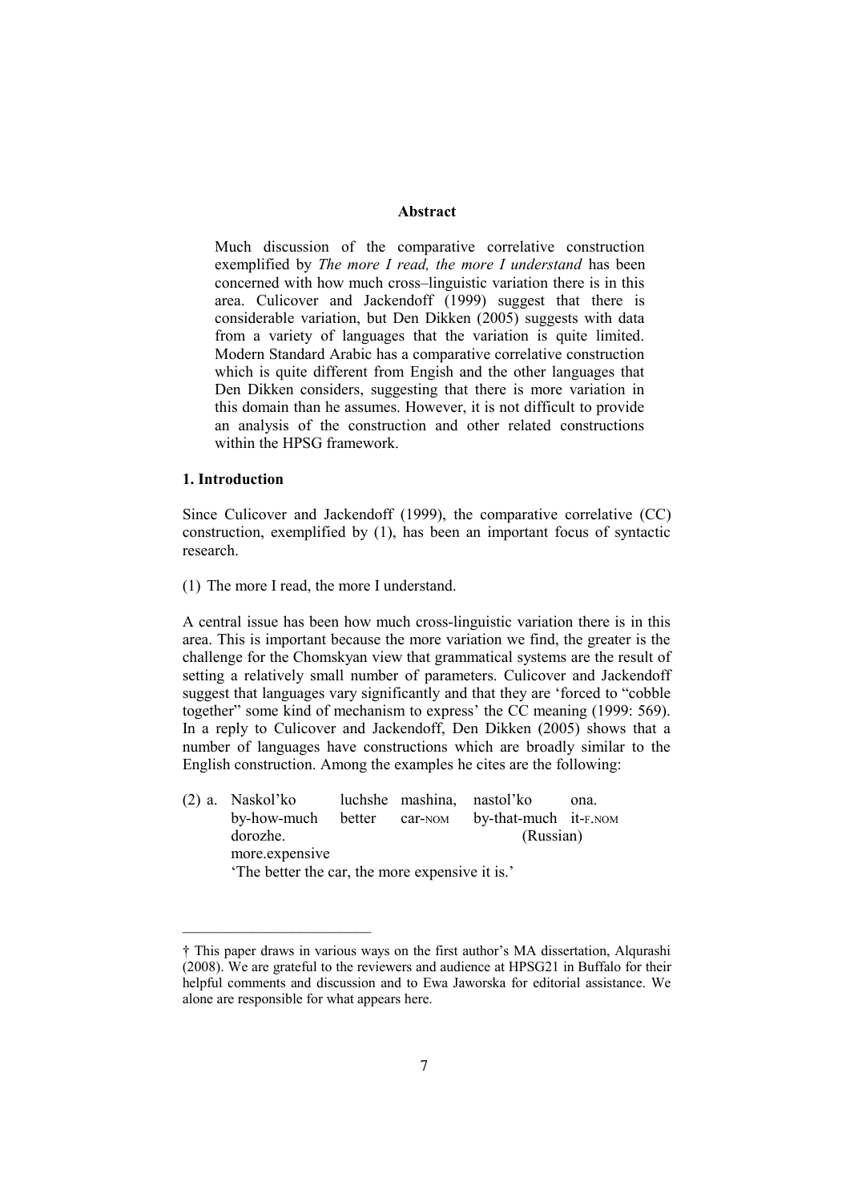### Abstract

Much discussion of the comparative correlative construction exemplified by *The more I read, the more I understand* has been concerned with how much cross–linguistic variation there is in this area. Culicover and Jackendoff (1999) suggest that there is considerable variation, but Den Dikken (2005) suggests with data from a variety of languages that the variation is quite limited. Modern Standard Arabic has a comparative correlative construction which is quite different from Engish and the other languages that Den Dikken considers, suggesting that there is more variation in this domain than he assumes. However, it is not difficult to provide an analysis of the construction and other related constructions within the HPSG framework.

## 1. Introduction

Since Culicover and Jackendoff (1999), the comparative correlative (CC) construction, exemplified by (1), has been an important focus of syntactic research.

(1) The more I read, the more I understand.

A central issue has been how much cross-linguistic variation there is in this area. This is important because the more variation we find, the greater is the challenge for the Chomskyan view that grammatical systems are the result of setting a relatively small number of parameters. Culicover and Jackendoff suggest that languages vary significantly and that they are 'forced to "cobble together" some kind of mechanism to express' the CC meaning (1999: 569). In a reply to Culicover and Jackendoff, Den Dikken (2005) shows that a number of languages have constructions which are broadly similar to the English construction. Among the examples he cites are the following:

(2) a. Naskol'ko luchshe mashina, nastol'ko ona dorozhe. (Russian)
by-how-much better car-NOM by-that-much it-F.NOM more.expensive
'The better the car, the more expensive it is.'

---

† This paper draws in various ways on the first author's MA dissertation, Alqurashi (2008). We are grateful to the reviewers and audience at HPSG21 in Buffalo for their helpful comments and discussion and to Ewa Jaworska for editorial assistance. We alone are responsible for what appears here.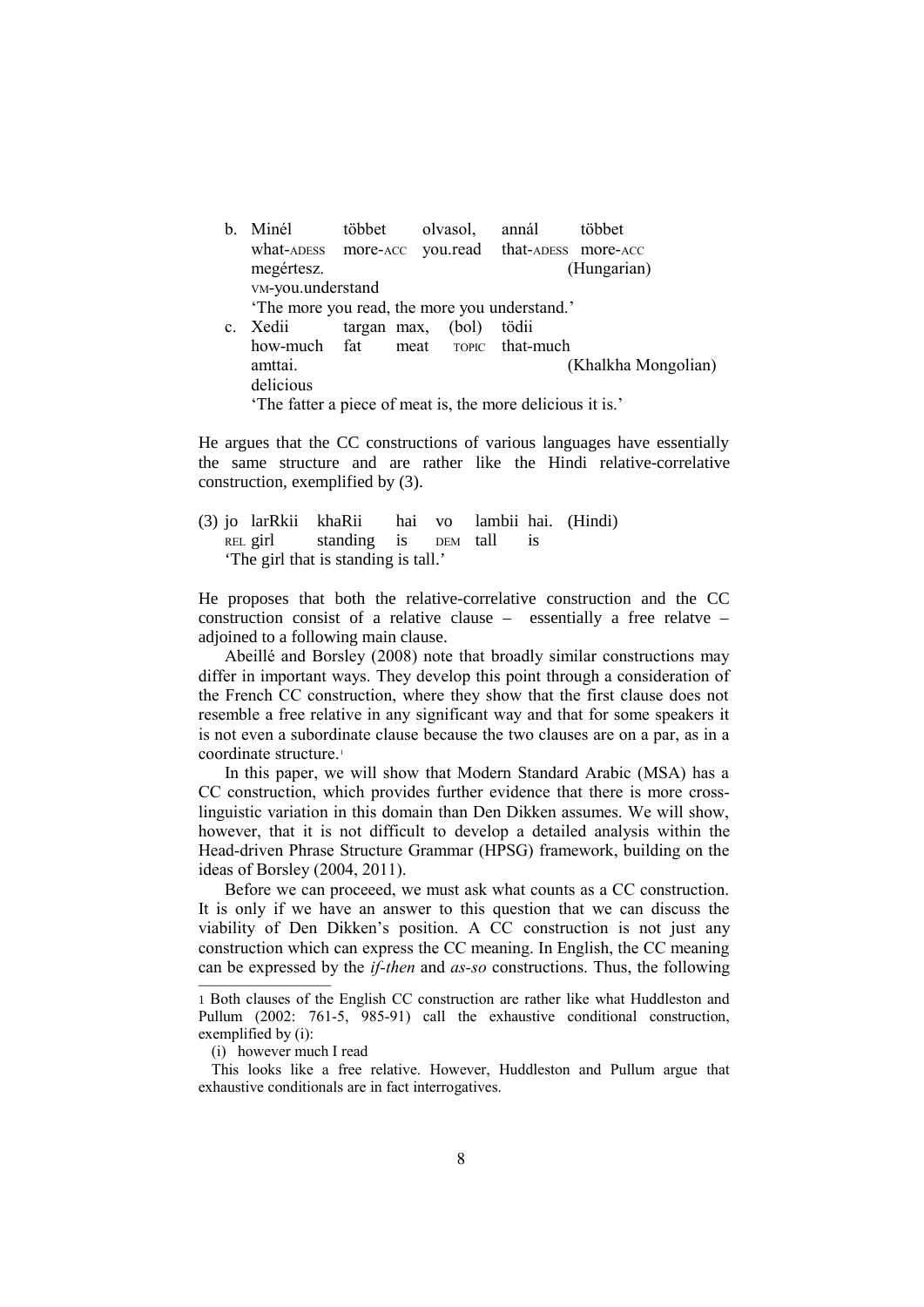b. Minél többet olvasol, annál többet
   what-ADESS more-ACC you.read that-ADESS more-ACC
   megértesz. (Hungarian)
   VM-you.understand
   'The more you read, the more you understand.'

c. Xedii targan max, (bol) tödii
   how-much fat meat TOPIC that-much
   amttai. (Khalkha Mongolian)
   delicious
   'The fatter a piece of meat is, the more delicious it is.'

He argues that the CC constructions of various languages have essentially the same structure and are rather like the Hindi relative-correlative construction, exemplified by (3).

(3) jo larRkii khaRii hai vo lambii hai. (Hindi)
    REL girl standing is DEM tall is
    'The girl that is standing is tall.'

He proposes that both the relative-correlative construction and the CC construction consist of a relative clause – essentially a free relatve – adjoined to a following main clause.

Abeillé and Borsley (2008) note that broadly similar constructions may differ in important ways. They develop this point through a consideration of the French CC construction, where they show that the first clause does not resemble a free relative in any significant way and that for some speakers it is not even a subordinate clause because the two clauses are on a par, as in a coordinate structure.[1]

In this paper, we will show that Modern Standard Arabic (MSA) has a CC construction, which provides further evidence that there is more cross-linguistic variation in this domain than Den Dikken assumes. We will show, however, that it is not difficult to develop a detailed analysis within the Head-driven Phrase Structure Grammar (HPSG) framework, building on the ideas of Borsley (2004, 2011).

Before we can proceeed, we must ask what counts as a CC construction. It is only if we have an answer to this question that we can discuss the viability of Den Dikken's position. A CC construction is not just any construction which can express the CC meaning. In English, the CC meaning can be expressed by the *if-then* and *as-so* constructions. Thus, the following

---

1 Both clauses of the English CC construction are rather like what Huddleston and Pullum (2002: 761-5, 985-91) call the exhaustive conditional construction, exemplified by (i):

(i) however much I read

This looks like a free relative. However, Huddleston and Pullum argue that exhaustive conditionals are in fact interrogatives.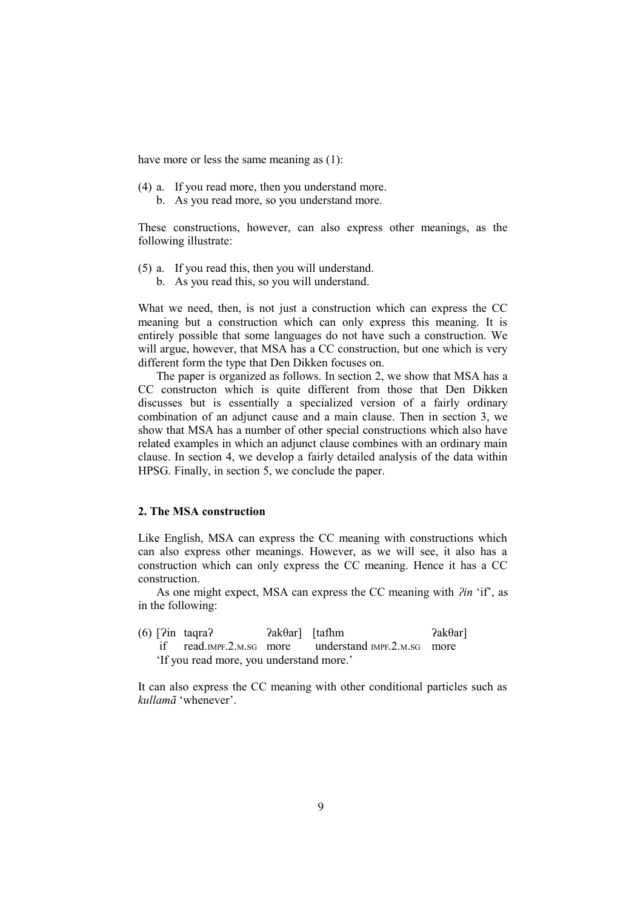have more or less the same meaning as (1):

(4) a. If you read more, then you understand more.
    b. As you read more, so you understand more.

These constructions, however, can also express other meanings, as the following illustrate:

(5) a. If you read this, then you will understand.
    b. As you read this, so you will understand.

What we need, then, is not just a construction which can express the CC meaning but a construction which can only express this meaning. It is entirely possible that some languages do not have such a construction. We will argue, however, that MSA has a CC construction, but one which is very different form the type that Den Dikken focuses on.

The paper is organized as follows. In section 2, we show that MSA has a CC constructon which is quite different from those that Den Dikken discusses but is essentially a specialized version of a fairly ordinary combination of an adjunct cause and a main clause. Then in section 3, we show that MSA has a number of other special constructions which also have related examples in which an adjunct clause combines with an ordinary main clause. In section 4, we develop a fairly detailed analysis of the data within HPSG. Finally, in section 5, we conclude the paper.

## 2. The MSA construction

Like English, MSA can express the CC meaning with constructions which can also express other meanings. However, as we will see, it also has a construction which can only express the CC meaning. Hence it has a CC construction.

As one might expect, MSA can express the CC meaning with *ʔin* 'if', as in the following:

(6) [ʔin taqraʔ ʔakθar] [tafhm ʔakθar]
    if read.IMPF.2.M.SG more understand IMPF.2.M.SG more
    'If you read more, you understand more.'

It can also express the CC meaning with other conditional particles such as *kullamã* 'whenever'.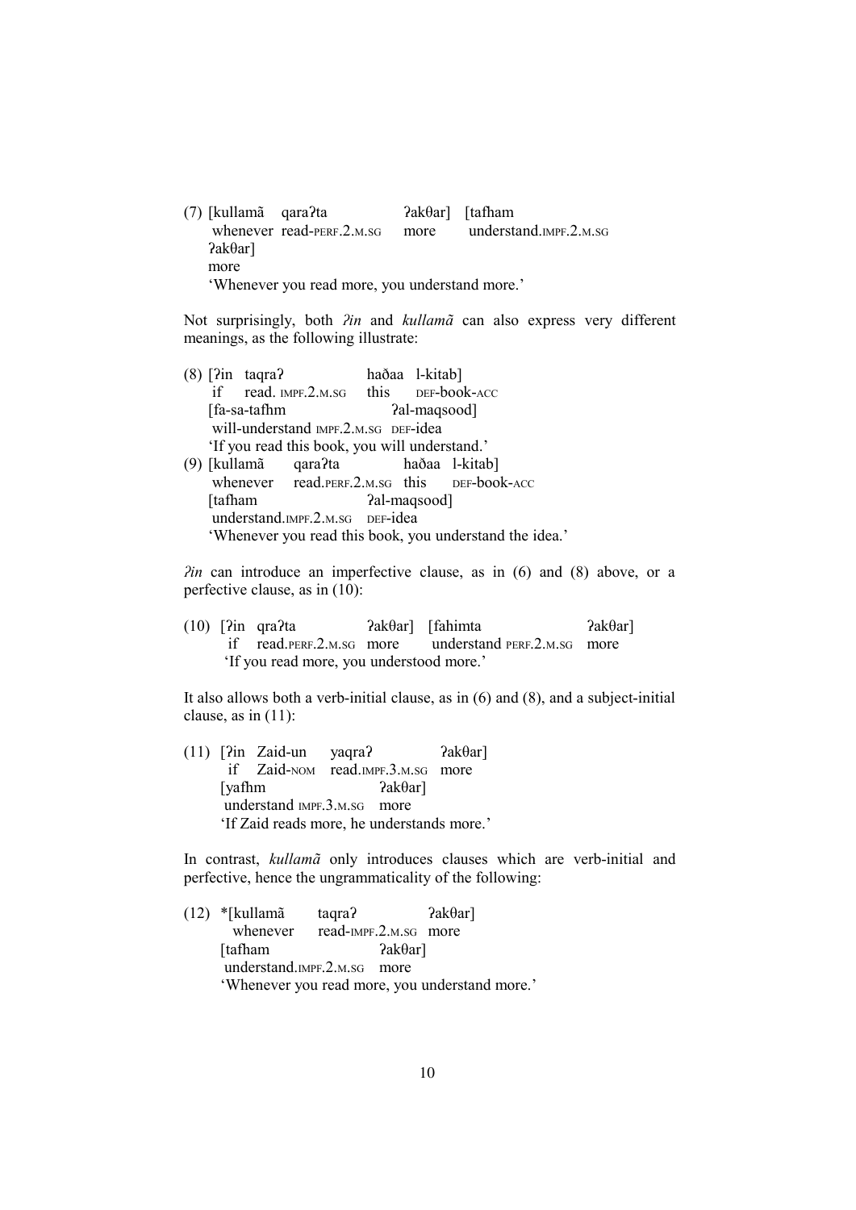(7) [kullamã qaraʔta ʔakθar] [tafham
    whenever read-PERF.2.M.SG more understand.IMPF.2.M.SG
    ʔakθar]
    more
    'Whenever you read more, you understand more.'

Not surprisingly, both *ʔin* and *kullamã* can also express very different meanings, as the following illustrate:

(8) [ʔin taqraʔ haðaa l-kitab]
    if read. IMPF.2.M.SG this DEF-book-ACC
    [fa-sa-tafhm ʔal-maqsood]
    will-understand IMPF.2.M.SG DEF-idea
    'If you read this book, you will understand.'

(9) [kullamã qaraʔta haðaa l-kitab]
    whenever read.PERF.2.M.SG this DEF-book-ACC
    [tafham ʔal-maqsood]
    understand.IMPF.2.M.SG DEF-idea
    'Whenever you read this book, you understand the idea.'

*ʔin* can introduce an imperfective clause, as in (6) and (8) above, or a perfective clause, as in (10):

(10) [ʔin qraʔta ʔakθar] [fahimta ʔakθar]
     if read.PERF.2.M.SG more understand PERF.2.M.SG more
     'If you read more, you understood more.'

It also allows both a verb-initial clause, as in (6) and (8), and a subject-initial clause, as in (11):

(11) [ʔin Zaid-un yaqraʔ ʔakθar]
     if Zaid-NOM read.IMPF.3.M.SG more
     [yafhm ʔakθar]
     understand IMPF.3.M.SG more
     'If Zaid reads more, he understands more.'

In contrast, *kullamã* only introduces clauses which are verb-initial and perfective, hence the ungrammaticality of the following:

(12) *[kullamã taqraʔ ʔakθar]
     whenever read-IMPF.2.M.SG more
     [tafham ʔakθar]
     understand.IMPF.2.M.SG more
     'Whenever you read more, you understand more.'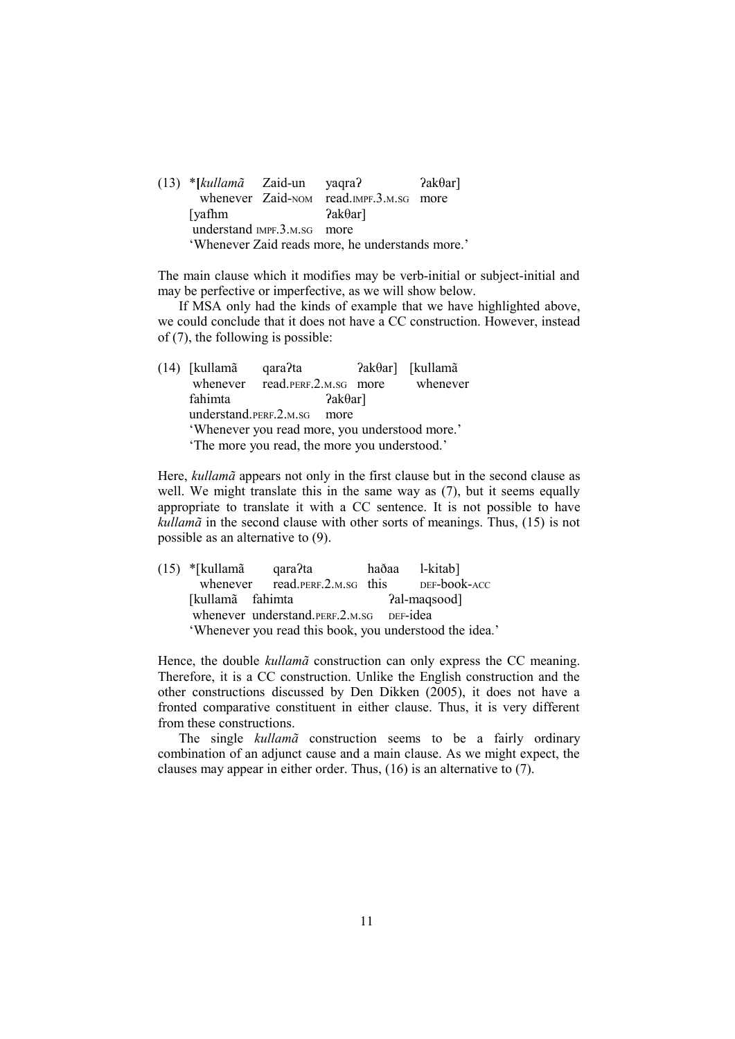(13) \*[*kullamã* Zaid-un yaqraʔ ʔakθar]
whenever Zaid-NOM read.IMPF.3.M.SG more
[yafhm ʔakθar]
understand IMPF.3.M.SG more
'Whenever Zaid reads more, he understands more.'

The main clause which it modifies may be verb-initial or subject-initial and may be perfective or imperfective, as we will show below.

If MSA only had the kinds of example that we have highlighted above, we could conclude that it does not have a CC construction. However, instead of (7), the following is possible:

(14) [kullamã qaraʔta ʔakθar] [kullamã
whenever read.PERF.2.M.SG more whenever
fahimta ʔakθar]
understand.PERF.2.M.SG more
'Whenever you read more, you understood more.'
'The more you read, the more you understood.'

Here, *kullamã* appears not only in the first clause but in the second clause as well. We might translate this in the same way as (7), but it seems equally appropriate to translate it with a CC sentence. It is not possible to have *kullamã* in the second clause with other sorts of meanings. Thus, (15) is not possible as an alternative to (9).

(15) \*[kullamã qaraʔta haðaa l-kitab]
whenever read.PERF.2.M.SG this DEF-book-ACC
[kullamã fahimta ʔal-maqsood]
whenever understand.PERF.2.M.SG DEF-idea
'Whenever you read this book, you understood the idea.'

Hence, the double *kullamã* construction can only express the CC meaning. Therefore, it is a CC construction. Unlike the English construction and the other constructions discussed by Den Dikken (2005), it does not have a fronted comparative constituent in either clause. Thus, it is very different from these constructions.

The single *kullamã* construction seems to be a fairly ordinary combination of an adjunct cause and a main clause. As we might expect, the clauses may appear in either order. Thus, (16) is an alternative to (7).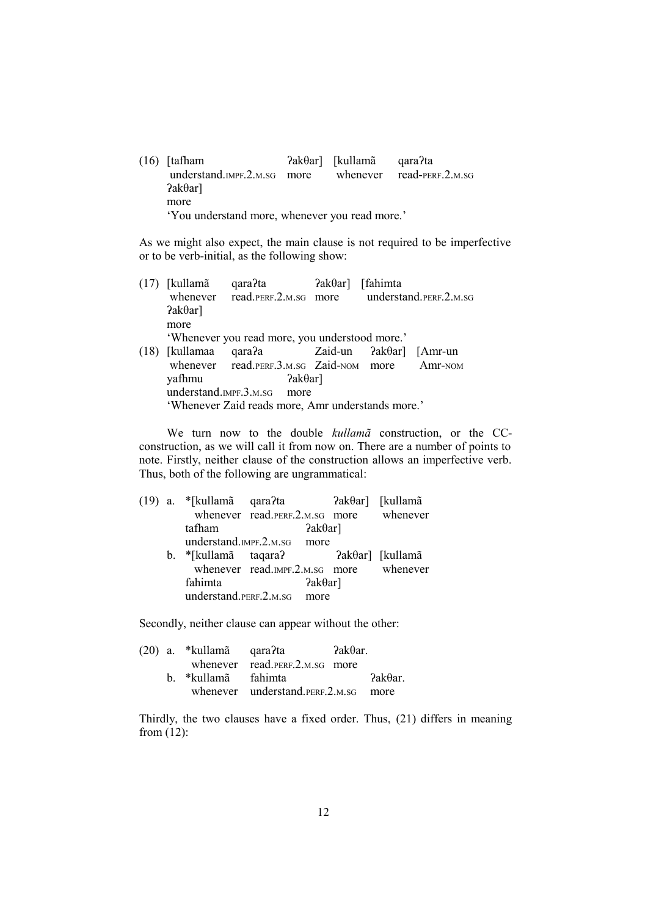(16) [tafham ʔakθar] [kullamã qaraʔta
 understand.IMPF.2.M.SG more whenever read-PERF.2.M.SG
 ʔakθar]
 more
 'You understand more, whenever you read more.'

As we might also expect, the main clause is not required to be imperfective or to be verb-initial, as the following show:

(17) [kullamã qaraʔta ʔakθar] [fahimta
 whenever read.PERF.2.M.SG more understand.PERF.2.M.SG
 ʔakθar]
 more
 'Whenever you read more, you understood more.'

(18) [kullamaa qaraʔa Zaid-un ʔakθar] [Amr-un
 whenever read.PERF.3.M.SG Zaid-NOM more Amr-NOM
 yafhmu ʔakθar]
 understand.IMPF.3.M.SG more
 'Whenever Zaid reads more, Amr understands more.'

We turn now to the double *kullamã* construction, or the CC-construction, as we will call it from now on. There are a number of points to note. Firstly, neither clause of the construction allows an imperfective verb. Thus, both of the following are ungrammatical:

(19) a. *[kullamã qaraʔta ʔakθar] [kullamã
 whenever read.PERF.2.M.SG more whenever
 tafham ʔakθar]
 understand.IMPF.2.M.SG more
 b. *[kullamã taqaraʔ ʔakθar] [kullamã
 whenever read.IMPF.2.M.SG more whenever
 fahimta ʔakθar]
 understand.PERF.2.M.SG more

Secondly, neither clause can appear without the other:

(20) a. *kullamã qaraʔta ʔakθar.
 whenever read.PERF.2.M.SG more
 b. *kullamã fahimta ʔakθar.
 whenever understand.PERF.2.M.SG more

Thirdly, the two clauses have a fixed order. Thus, (21) differs in meaning from (12):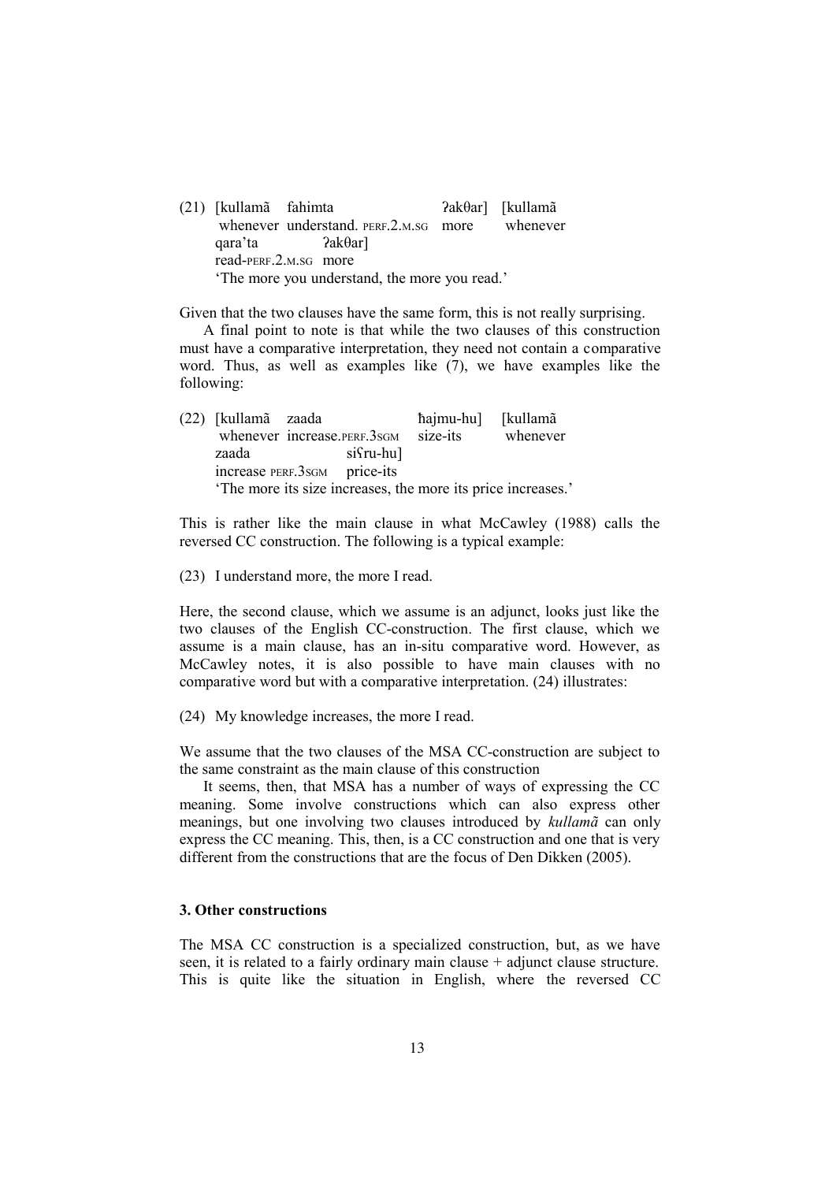(21) [kullamã fahimta ʔakθar] [kullamã
whenever understand. PERF.2.M.SG more whenever
qara'ta ʔakθar]
read-PERF.2.M.SG more
'The more you understand, the more you read.'

Given that the two clauses have the same form, this is not really surprising.

A final point to note is that while the two clauses of this construction must have a comparative interpretation, they need not contain a comparative word. Thus, as well as examples like (7), we have examples like the following:

(22) [kullamã zaada ħajmu-hu] [kullamã
whenever increase.PERF.3SGM size-its whenever
zaada siʕru-hu]
increase PERF.3SGM price-its
'The more its size increases, the more its price increases.'

This is rather like the main clause in what McCawley (1988) calls the reversed CC construction. The following is a typical example:

(23) I understand more, the more I read.

Here, the second clause, which we assume is an adjunct, looks just like the two clauses of the English CC-construction. The first clause, which we assume is a main clause, has an in-situ comparative word. However, as McCawley notes, it is also possible to have main clauses with no comparative word but with a comparative interpretation. (24) illustrates:

(24) My knowledge increases, the more I read.

We assume that the two clauses of the MSA CC-construction are subject to the same constraint as the main clause of this construction

It seems, then, that MSA has a number of ways of expressing the CC meaning. Some involve constructions which can also express other meanings, but one involving two clauses introduced by *kullamã* can only express the CC meaning. This, then, is a CC construction and one that is very different from the constructions that are the focus of Den Dikken (2005).

### 3. Other constructions

The MSA CC construction is a specialized construction, but, as we have seen, it is related to a fairly ordinary main clause + adjunct clause structure. This is quite like the situation in English, where the reversed CC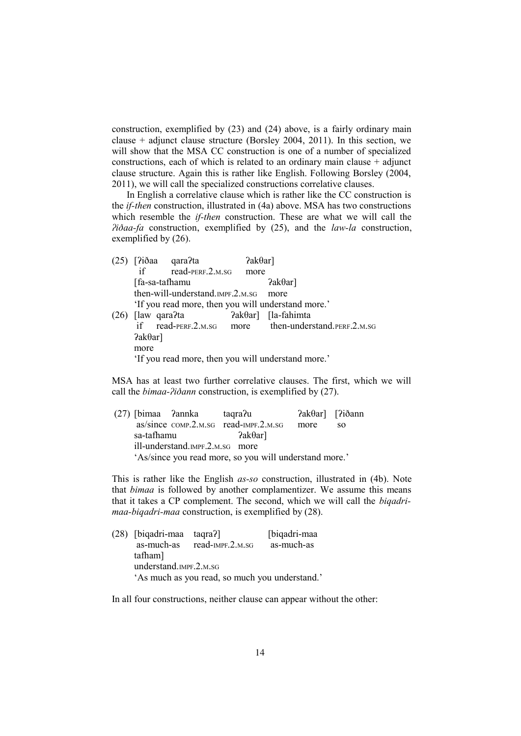construction, exemplified by (23) and (24) above, is a fairly ordinary main clause + adjunct clause structure (Borsley 2004, 2011). In this section, we will show that the MSA CC construction is one of a number of specialized constructions, each of which is related to an ordinary main clause + adjunct clause structure. Again this is rather like English. Following Borsley (2004, 2011), we will call the specialized constructions correlative clauses.

In English a correlative clause which is rather like the CC construction is the *if-then* construction, illustrated in (4a) above. MSA has two constructions which resemble the *if-then* construction. These are what we will call the *ʔiðaa-fa* construction, exemplified by (25), and the *law-la* construction, exemplified by (26).

(25) [ʔiðaa qaraʔta ʔakθar]
 if read-PERF.2.M.SG more
 [fa-sa-tafhamu ʔakθar]
 then-will-understand.IMPF.2.M.SG more
 'If you read more, then you will understand more.'

(26) [law qaraʔta ʔakθar] [la-fahimta
 if read-PERF.2.M.SG more then-understand.PERF.2.M.SG
 ʔakθar]
 more
 'If you read more, then you will understand more.'

MSA has at least two further correlative clauses. The first, which we will call the *bimaa-ʔiðann* construction, is exemplified by (27).

(27) [bimaa ʔannka taqraʔu ʔakθar] [ʔiðann
 as/since COMP.2.M.SG read-IMPF.2.M.SG more so
 sa-tafhamu ʔakθar]
 ill-understand.IMPF.2.M.SG more
 'As/since you read more, so you will understand more.'

This is rather like the English *as-so* construction, illustrated in (4b). Note that *bimaa* is followed by another complamentizer. We assume this means that it takes a CP complement. The second, which we will call the *biqadri-maa-biqadri-maa* construction, is exemplified by (28).

(28) [biqadri-maa taqraʔ] [biqadri-maa
 as-much-as read-IMPF.2.M.SG as-much-as
 tafham]
 understand.IMPF.2.M.SG
 'As much as you read, so much you understand.'

In all four constructions, neither clause can appear without the other: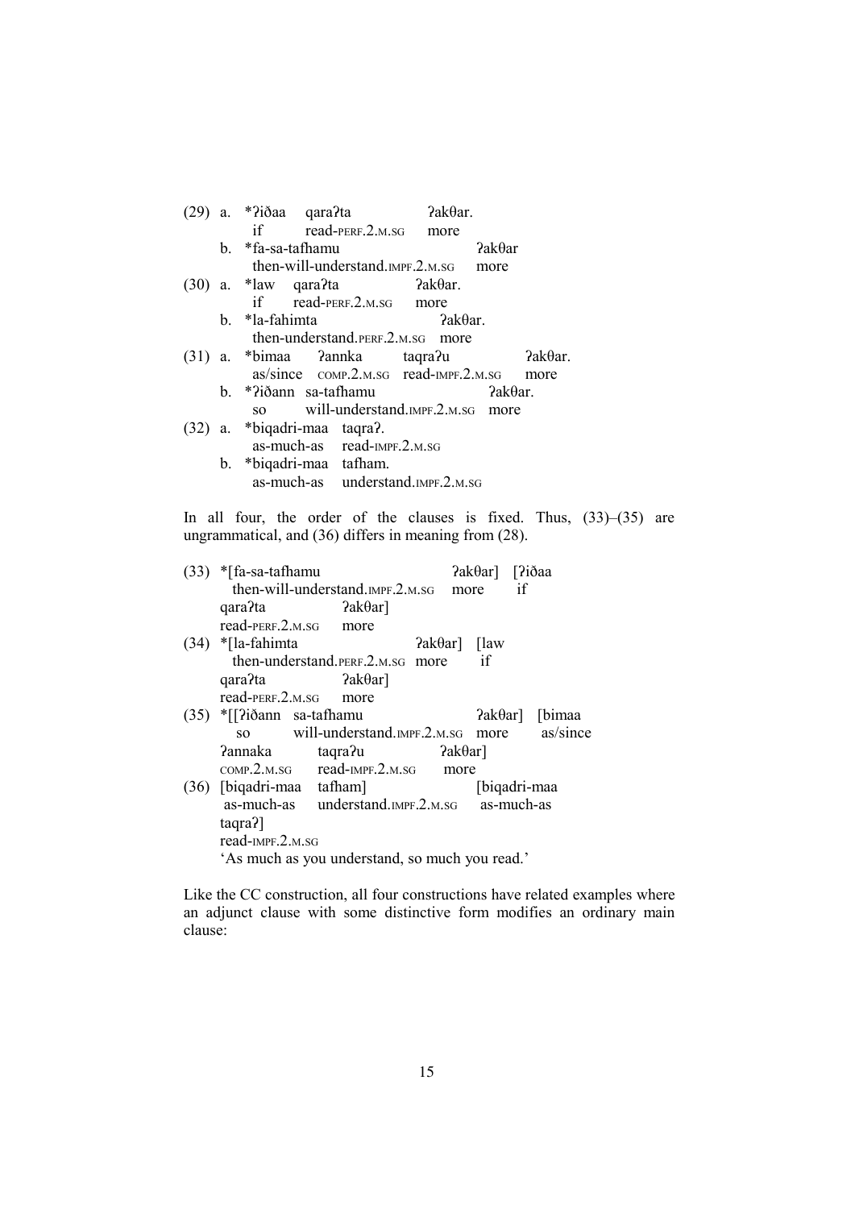(29) a. *ʔiðaa qaraʔta ʔakθar.
   if read-PERF.2.M.SG more

b. *fa-sa-tafhamu ʔakθar
   then-will-understand.IMPF.2.M.SG more

(30) a. *law qaraʔta ʔakθar.
   if read-PERF.2.M.SG more

b. *la-fahimta ʔakθar.
   then-understand.PERF.2.M.SG more

(31) a. *bimaa ʔannka taqraʔu ʔakθar.
   as/since COMP.2.M.SG read-IMPF.2.M.SG more

b. *ʔiðann sa-tafhamu ʔakθar.
   so will-understand.IMPF.2.M.SG more

(32) a. *biqadri-maa taqraʔ.
   as-much-as read-IMPF.2.M.SG

b. *biqadri-maa tafham.
   as-much-as understand.IMPF.2.M.SG

In all four, the order of the clauses is fixed. Thus, (33)–(35) are ungrammatical, and (36) differs in meaning from (28).

(33) *[fa-sa-tafhamu ʔakθar] [ʔiðaa
   then-will-understand.IMPF.2.M.SG more if
   qaraʔta ʔakθar]
   read-PERF.2.M.SG more

(34) *[la-fahimta ʔakθar] [law
   then-understand.PERF.2.M.SG more if
   qaraʔta ʔakθar]
   read-PERF.2.M.SG more

(35) *[[ʔiðann sa-tafhamu ʔakθar] [bimaa
   so will-understand.IMPF.2.M.SG more as/since
   ʔannaka taqraʔu ʔakθar]
   COMP.2.M.SG read-IMPF.2.M.SG more

(36) [biqadri-maa tafham] [biqadri-maa
   as-much-as understand.IMPF.2.M.SG as-much-as
   taqraʔ]
   read-IMPF.2.M.SG
   'As much as you understand, so much you read.'

Like the CC construction, all four constructions have related examples where an adjunct clause with some distinctive form modifies an ordinary main clause: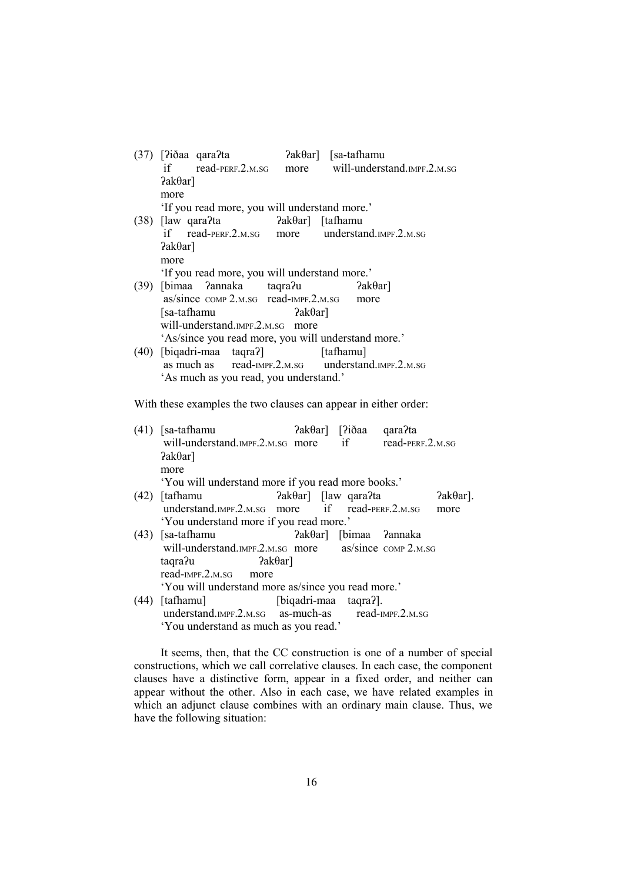(37) [ʔiðaa qaraʔta ʔakθar] [sa-tafhamu
 if read-PERF.2.M.SG more will-understand.IMPF.2.M.SG
 ʔakθar]
 more
 'If you read more, you will understand more.'

(38) [law qaraʔta ʔakθar] [tafhamu
 if read-PERF.2.M.SG more understand.IMPF.2.M.SG
 ʔakθar]
 more
 'If you read more, you will understand more.'

(39) [bimaa ʔannaka taqraʔu ʔakθar]
 as/since COMP 2.M.SG read-IMPF.2.M.SG more
 [sa-tafhamu ʔakθar]
 will-understand.IMPF.2.M.SG more
 'As/since you read more, you will understand more.'

(40) [biqadri-maa taqraʔ] [tafhamu]
 as much as read-IMPF.2.M.SG understand.IMPF.2.M.SG
 'As much as you read, you understand.'

With these examples the two clauses can appear in either order:

(41) [sa-tafhamu ʔakθar] [ʔiðaa qaraʔta
 will-understand.IMPF.2.M.SG more if read-PERF.2.M.SG
 ʔakθar]
 more
 'You will understand more if you read more books.'

(42) [tafhamu ʔakθar] [law qaraʔta ʔakθar].
 understand.IMPF.2.M.SG more if read-PERF.2.M.SG more
 'You understand more if you read more.'

(43) [sa-tafhamu ʔakθar] [bimaa ʔannaka
 will-understand.IMPF.2.M.SG more as/since COMP 2.M.SG
 taqraʔu ʔakθar]
 read-IMPF.2.M.SG more
 'You will understand more as/since you read more.'

(44) [tafhamu] [biqadri-maa taqraʔ].
 understand.IMPF.2.M.SG as-much-as read-IMPF.2.M.SG
 'You understand as much as you read.'

It seems, then, that the CC construction is one of a number of special constructions, which we call correlative clauses. In each case, the component clauses have a distinctive form, appear in a fixed order, and neither can appear without the other. Also in each case, we have related examples in which an adjunct clause combines with an ordinary main clause. Thus, we have the following situation: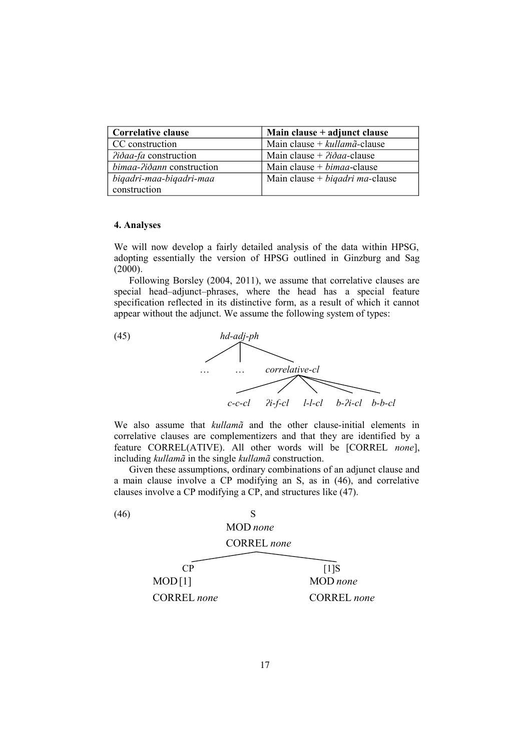| Correlative clause | Main clause + adjunct clause |
|---|---|
| CC construction | Main clause + *kullamã*-clause |
| *ʔiðaa-fa* construction | Main clause + *ʔiðaa*-clause |
| *bimaa-ʔiðann* construction | Main clause + *bimaa*-clause |
| *biqadri-maa-biqadri-maa* construction | Main clause + *biqadri ma*-clause |

**4. Analyses**

We will now develop a fairly detailed analysis of the data within HPSG, adopting essentially the version of HPSG outlined in Ginzburg and Sag (2000).

Following Borsley (2004, 2011), we assume that correlative clauses are special head–adjunct–phrases, where the head has a special feature specification reflected in its distinctive form, as a result of which it cannot appear without the adjunct. We assume the following system of types:

(45)

```
                 hd-adj-ph
          _________|_________
         |         |         |
        ...       ...   correlative-cl
                   __________|__________________
                  |       |      |      |       |
               c-c-cl  ʔi-f-cl  l-l-cl  b-ʔi-cl  b-b-cl
```

We also assume that *kullamã* and the other clause-initial elements in correlative clauses are complementizers and that they are identified by a feature CORREL(ATIVE). All other words will be [CORREL *none*], including *kullamã* in the single *kullamã* construction.

Given these assumptions, ordinary combinations of an adjunct clause and a main clause involve a CP modifying an S, as in (46), and correlative clauses involve a CP modifying a CP, and structures like (47).

(46)

```
                    S
                 MOD none
               CORREL none
           _________|_________
          |                   |
          CP                 [1]S
        MOD [1]            MOD none
      CORREL none        CORREL none
```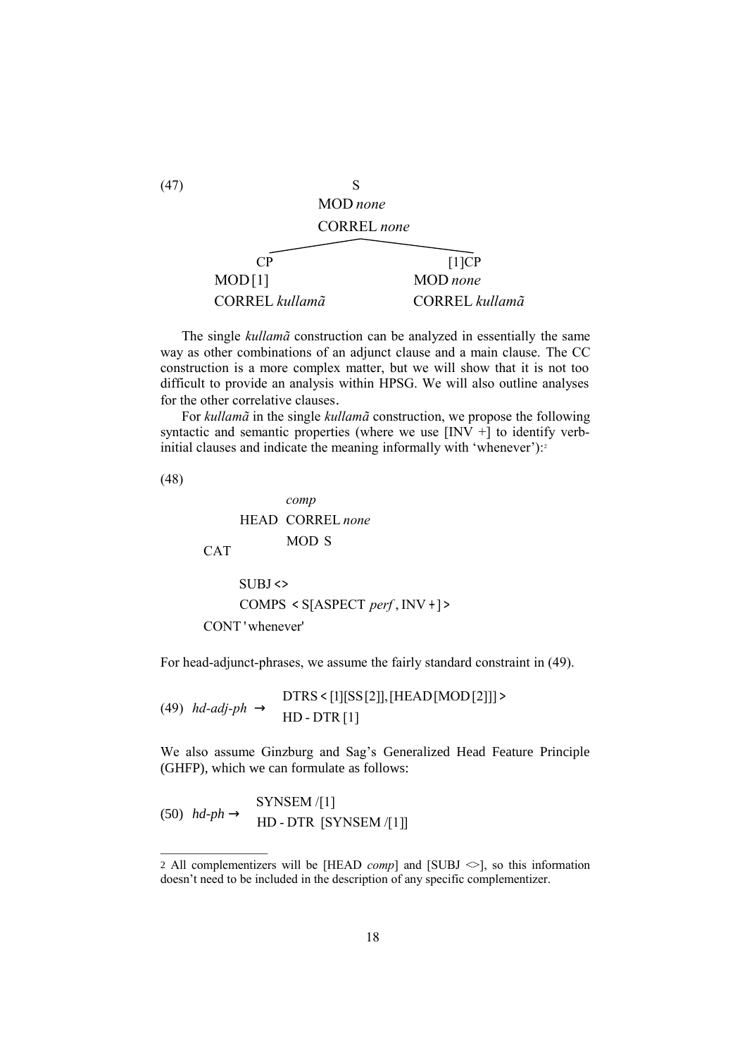(47)

```
                         S
                    MOD none
                    CORREL none
              _________|_________
             |                   |
            CP                 [1]CP
        MOD [1]              MOD none
        CORREL kullamã       CORREL kullamã
```

The single *kullamã* construction can be analyzed in essentially the same way as other combinations of an adjunct clause and a main clause. The CC construction is a more complex matter, but we will show that it is not too difficult to provide an analysis within HPSG. We will also outline analyses for the other correlative clauses.

For *kullamã* in the single *kullamã* construction, we propose the following syntactic and semantic properties (where we use [INV +] to identify verb-initial clauses and indicate the meaning informally with 'whenever'):[2]

(48)

```
            comp
       HEAD CORREL none
            MOD S
  CAT
       SUBJ <>
       COMPS < S[ASPECT perf, INV +] >
  CONT 'whenever'
```

For head-adjunct-phrases, we assume the fairly standard constraint in (49).

(49) *hd-adj-ph* → DTRS < [1][SS [2]], [HEAD [MOD [2]]] >
HD - DTR [1]

We also assume Ginzburg and Sag's Generalized Head Feature Principle (GHFP), which we can formulate as follows:

(50) *hd-ph* → SYNSEM /[1]
HD - DTR [SYNSEM /[1]]

---

2 All complementizers will be [HEAD *comp*] and [SUBJ <>], so this information doesn't need to be included in the description of any specific complementizer.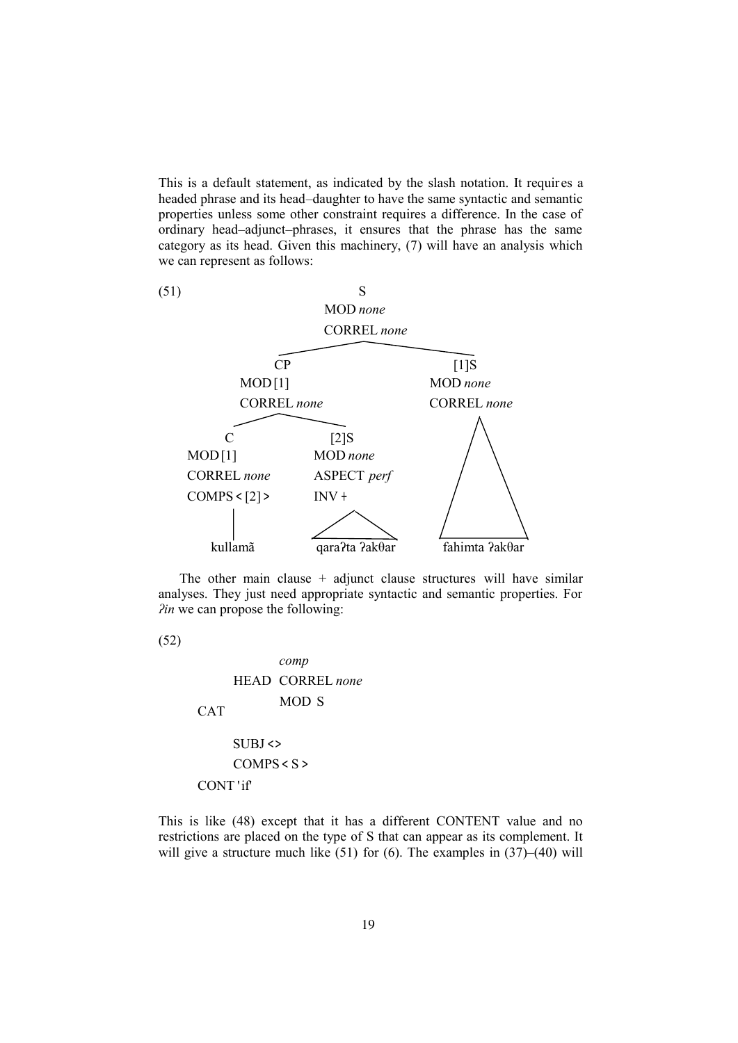This is a default statement, as indicated by the slash notation. It requires a headed phrase and its head–daughter to have the same syntactic and semantic properties unless some other constraint requires a difference. In the case of ordinary head–adjunct–phrases, it ensures that the phrase has the same category as its head. Given this machinery, (7) will have an analysis which we can represent as follows:

(51)

```
                          S
                      MOD none
                      CORREL none
              ___________|___________
             |                       |
            CP                     [1]S
         MOD [1]                  MOD none
         CORREL none              CORREL none
        _____|_____                  /\
       |           |                /  \
       C          [2]S             /    \
   MOD [1]        MOD none        /      \
   CORREL none    ASPECT perf    /        \
   COMPS < [2] >  INV +         /__________\
       |            /\
       |           /__\
   kullamã    qaraʔta ʔakθar    fahimta ʔakθar
```

The other main clause + adjunct clause structures will have similar analyses. They just need appropriate syntactic and semantic properties. For *ʔin* we can propose the following:

(52)

```
            comp
      HEAD  CORREL none
            MOD S
CAT
      SUBJ < >
      COMPS < S >
CONT 'if'
```

This is like (48) except that it has a different CONTENT value and no restrictions are placed on the type of S that can appear as its complement. It will give a structure much like (51) for (6). The examples in (37)–(40) will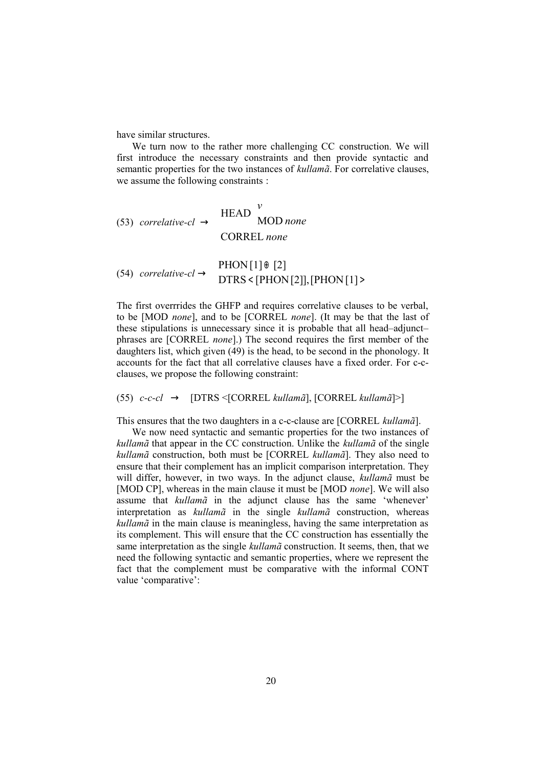have similar structures.

We turn now to the rather more challenging CC construction. We will first introduce the necessary constraints and then provide syntactic and semantic properties for the two instances of *kullamã*. For correlative clauses, we assume the following constraints :

(53) *correlative-cl* → $\begin{bmatrix} \text{HEAD} \begin{bmatrix} v \\ \text{MOD } none \end{bmatrix} \\ \text{CORREL } none \end{bmatrix}$

(54) *correlative-cl* → $\begin{bmatrix} \text{PHON } [1] \oplus [2] \\ \text{DTRS} < [\text{PHON } [2]], [\text{PHON } [1]] > \end{bmatrix}$

The first overrrides the GHFP and requires correlative clauses to be verbal, to be [MOD *none*], and to be [CORREL *none*]. (It may be that the last of these stipulations is unnecessary since it is probable that all head–adjunct–phrases are [CORREL *none*].) The second requires the first member of the daughters list, which given (49) is the head, to be second in the phonology. It accounts for the fact that all correlative clauses have a fixed order. For c-c-clauses, we propose the following constraint:

(55) *c-c-cl* → [DTRS <[CORREL *kullamã*], [CORREL *kullamã*]>]

This ensures that the two daughters in a c-c-clause are [CORREL *kullamã*].

We now need syntactic and semantic properties for the two instances of *kullamã* that appear in the CC construction. Unlike the *kullamã* of the single *kullamã* construction, both must be [CORREL *kullamã*]. They also need to ensure that their complement has an implicit comparison interpretation. They will differ, however, in two ways. In the adjunct clause, *kullamã* must be [MOD CP], whereas in the main clause it must be [MOD *none*]. We will also assume that *kullamã* in the adjunct clause has the same 'whenever' interpretation as *kullamã* in the single *kullamã* construction, whereas *kullamã* in the main clause is meaningless, having the same interpretation as its complement. This will ensure that the CC construction has essentially the same interpretation as the single *kullamã* construction. It seems, then, that we need the following syntactic and semantic properties, where we represent the fact that the complement must be comparative with the informal CONT value 'comparative':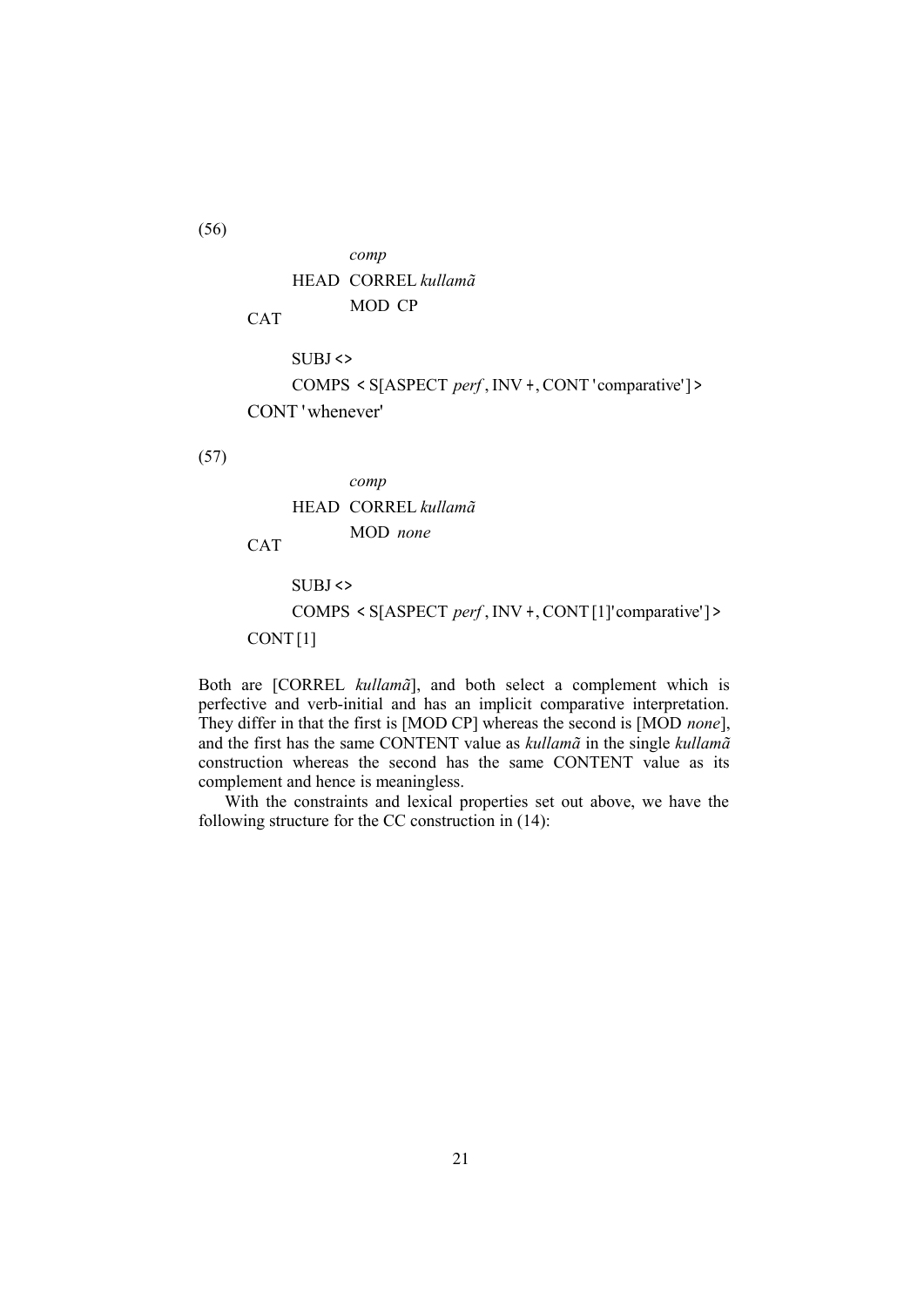(56)

$$
\left[\begin{array}{l}
\text{CAT}\left[\begin{array}{l}
\text{HEAD}\left[\begin{array}{l} \textit{comp} \\ \text{CORREL } \textit{kullamã} \\ \text{MOD CP} \end{array}\right] \\
\text{SUBJ} <> \\
\text{COMPS} < \text{S[ASPECT } \textit{perf}\text{, INV +, CONT 'comparative']} >
\end{array}\right] \\
\text{CONT 'whenever'}
\end{array}\right]
$$

(57)

$$
\left[\begin{array}{l}
\text{CAT}\left[\begin{array}{l}
\text{HEAD}\left[\begin{array}{l} \textit{comp} \\ \text{CORREL } \textit{kullamã} \\ \text{MOD } \textit{none} \end{array}\right] \\
\text{SUBJ} <> \\
\text{COMPS} < \text{S[ASPECT } \textit{perf}\text{, INV +, CONT [1]'comparative']} >
\end{array}\right] \\
\text{CONT [1]}
\end{array}\right]
$$

Both are [CORREL *kullamã*], and both select a complement which is perfective and verb-initial and has an implicit comparative interpretation. They differ in that the first is [MOD CP] whereas the second is [MOD *none*], and the first has the same CONTENT value as *kullamã* in the single *kullamã* construction whereas the second has the same CONTENT value as its complement and hence is meaningless.

With the constraints and lexical properties set out above, we have the following structure for the CC construction in (14):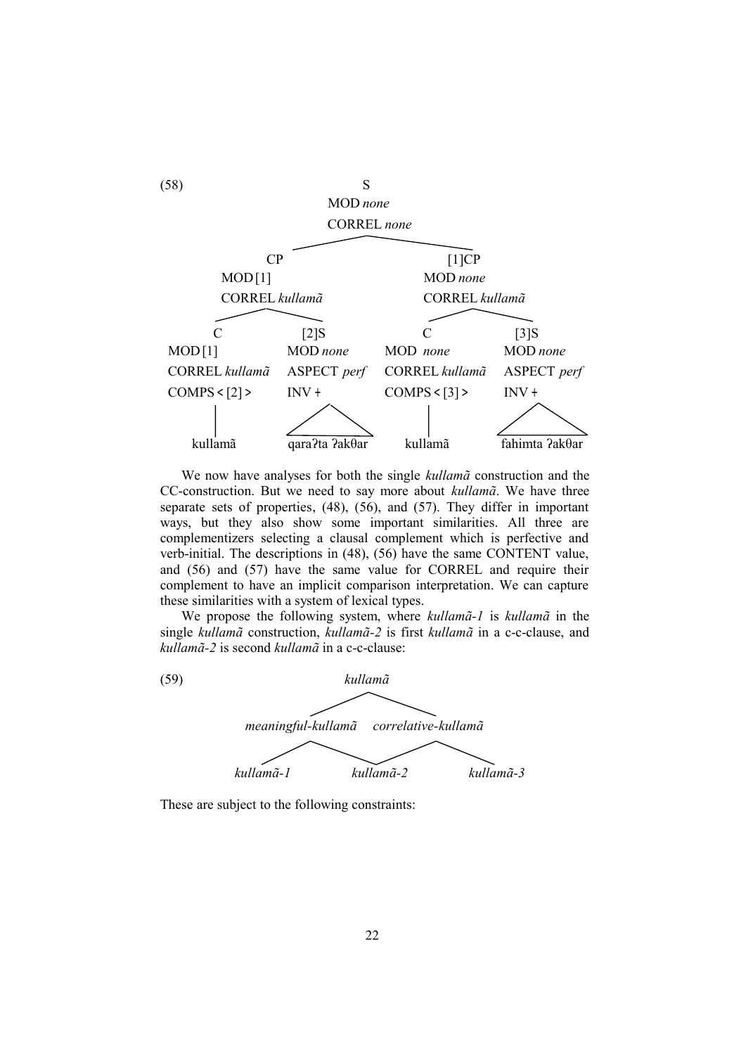(58)

```
                                S
                            MOD none
                            CORREL none

              CP                                  [1]CP
          MOD [1]                              MOD none
          CORREL kullamã                       CORREL kullamã

      C                  [2]S              C                  [3]S
 MOD [1]             MOD none          MOD none           MOD none
 CORREL kullamã      ASPECT perf       CORREL kullamã     ASPECT perf
 COMPS < [2] >       INV +             COMPS < [3] >      INV +
      |                  /\                 |                 /\
   kullamã        qaraʔta ʔakθar        kullamã       fahimta ʔakθar
```

We now have analyses for both the single *kullamã* construction and the CC-construction. But we need to say more about *kullamã*. We have three separate sets of properties, (48), (56), and (57). They differ in important ways, but they also show some important similarities. All three are complementizers selecting a clausal complement which is perfective and verb-initial. The descriptions in (48), (56) have the same CONTENT value, and (56) and (57) have the same value for CORREL and require their complement to have an implicit comparison interpretation. We can capture these similarities with a system of lexical types.

We propose the following system, where *kullamã-1* is *kullamã* in the single *kullamã* construction, *kullamã-2* is first *kullamã* in a c-c-clause, and *kullamã-2* is second *kullamã* in a c-c-clause:

(59)

```
                         kullamã
                       /         \
        meaningful-kullamã     correlative-kullamã
           /          \          /          \
     kullamã-1          kullamã-2            kullamã-3
```

These are subject to the following constraints: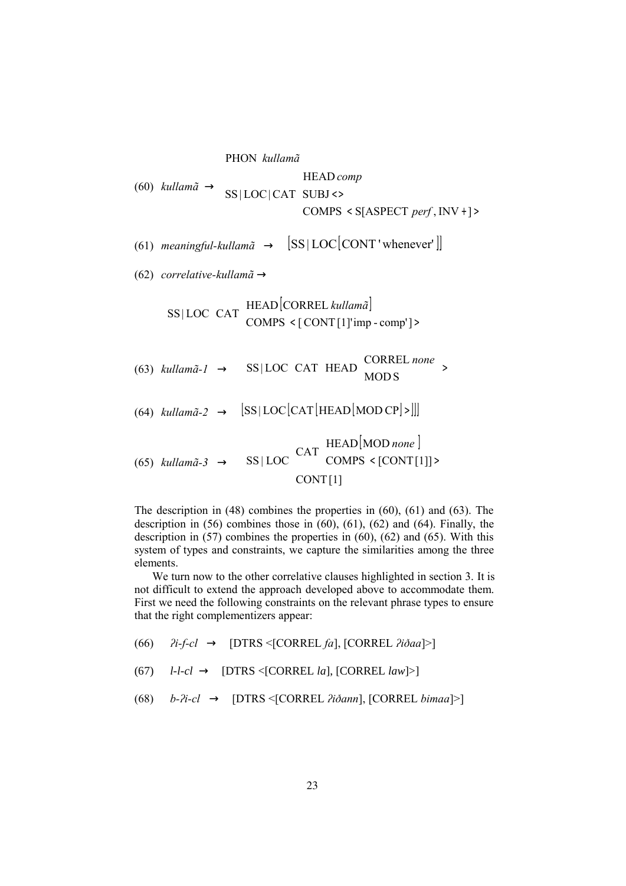(60) *kullamã* → 

$$\begin{bmatrix} \text{PHON } \textit{kullamã} \\ \text{SS|LOC|CAT} \begin{bmatrix} \text{HEAD } \textit{comp} \\ \text{SUBJ} < > \\ \text{COMPS} < \text{S[ASPECT } \textit{perf}\text{, INV +]} > \end{bmatrix} \end{bmatrix}$$

(61) *meaningful-kullamã* → $[\text{SS|LOC}[\text{CONT 'whenever'}]]$

(62) *correlative-kullamã* →

$$\left[\text{SS|LOC} \left[\text{CAT} \begin{bmatrix} \text{HEAD[CORREL } \textit{kullamã}] \\ \text{COMPS} < [\text{ CONT [1]'imp - comp'}] > \end{bmatrix}\right]\right]$$

(63) *kullamã-1* → $\left[\text{SS|LOC} \left[\text{CAT} \left[\text{HEAD} \begin{bmatrix} \text{CORREL } \textit{none} \\ \text{MOD S} \end{bmatrix} \right]\right]\right]$

(64) *kullamã-2* → $[\text{SS|LOC}[\text{CAT}[\text{HEAD}[\text{MOD CP}]]]]$

(65) *kullamã-3* → $\left[\text{SS|LOC} \begin{bmatrix} \text{CAT} \begin{bmatrix} \text{HEAD[MOD } \textit{none}] \\ \text{COMPS} < [\text{CONT [1]}] > \end{bmatrix} \\ \text{CONT [1]} \end{bmatrix}\right]$

The description in (48) combines the properties in (60), (61) and (63). The description in (56) combines those in (60), (61), (62) and (64). Finally, the description in (57) combines the properties in (60), (62) and (65). With this system of types and constraints, we capture the similarities among the three elements.

We turn now to the other correlative clauses highlighted in section 3. It is not difficult to extend the approach developed above to accommodate them. First we need the following constraints on the relevant phrase types to ensure that the right complementizers appear:

(66) *ʔi-f-cl* → [DTRS <[CORREL *fa*], [CORREL *ʔiðaa*]>]

(67) *l-l-cl* → [DTRS <[CORREL *la*], [CORREL *law*]>]

(68) *b-ʔi-cl* → [DTRS <[CORREL *ʔiðann*], [CORREL *bimaa*]>]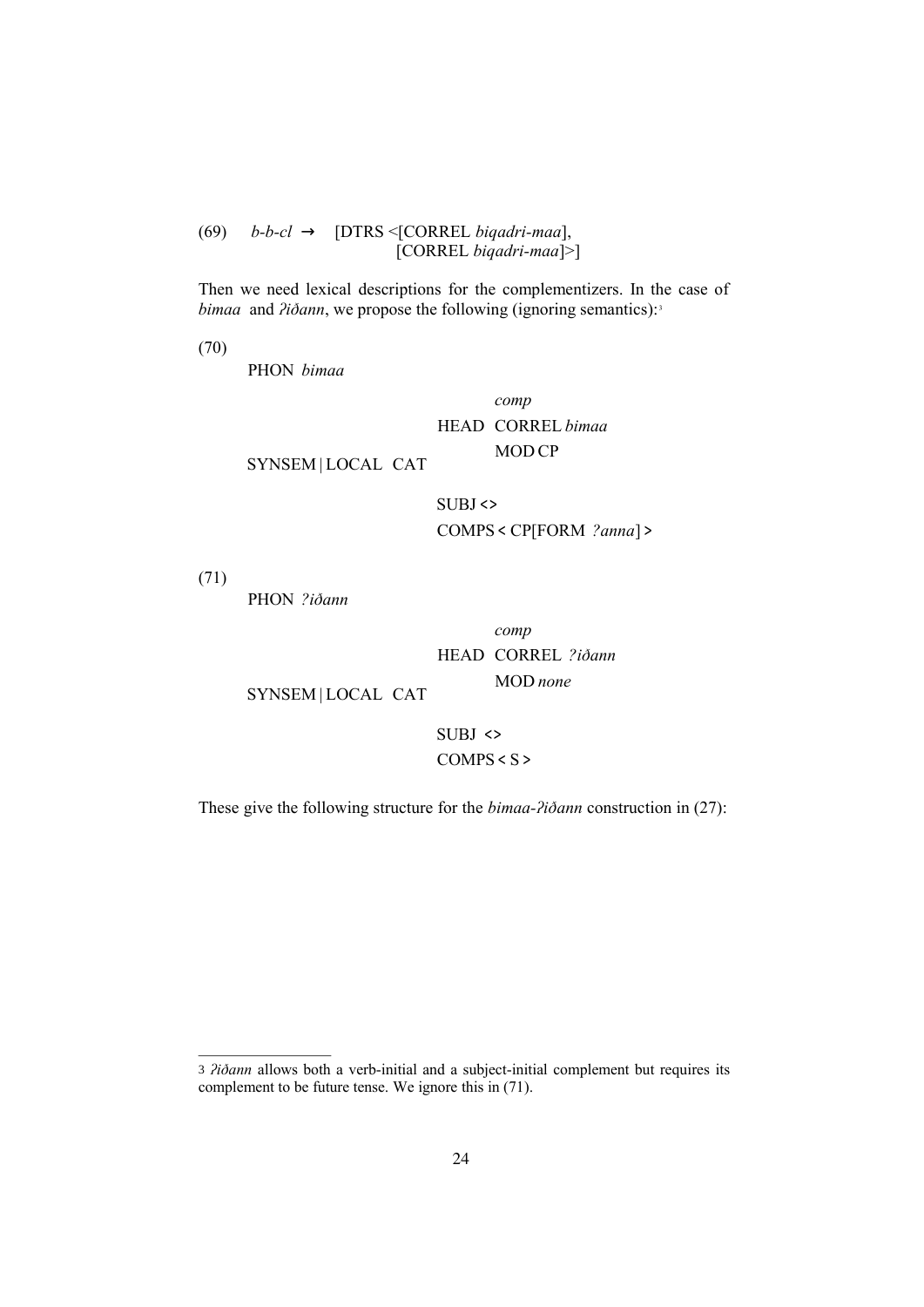(69) *b-b-cl* → [DTRS <[CORREL *biqadri-maa*],
                    [CORREL *biqadri-maa*]>]

Then we need lexical descriptions for the complementizers. In the case of *bimaa* and *ʔiðann*, we propose the following (ignoring semantics):[3]

(70)

```
PHON  bimaa

                                    comp
                              HEAD  CORREL bimaa
                                    MOD CP
SYNSEM | LOCAL  CAT
                              SUBJ < >
                              COMPS < CP[FORM ʔanna] >
```

(71)

```
PHON  ʔiðann

                                    comp
                              HEAD  CORREL ʔiðann
                                    MOD none
SYNSEM | LOCAL  CAT
                              SUBJ < >
                              COMPS < S >
```

These give the following structure for the *bimaa-ʔiðann* construction in (27):

---

3 *ʔiðann* allows both a verb-initial and a subject-initial complement but requires its complement to be future tense. We ignore this in (71).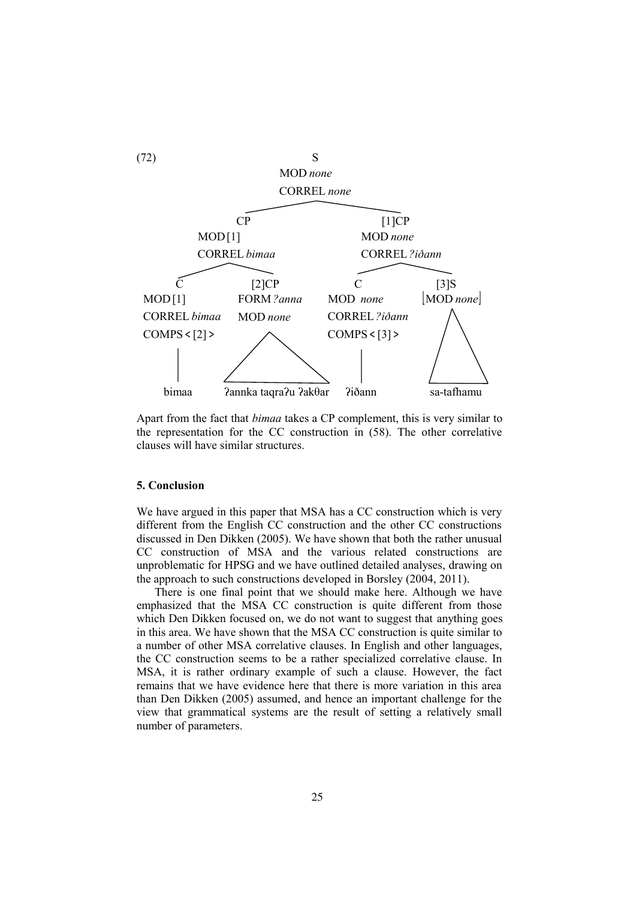(72)

```
                                S
                             MOD none
                            CORREL none
                  ________________|________________
                 |                                 |
                CP                               [1]CP
              MOD [1]                           MOD none
            CORREL bimaa                      CORREL ʔiðann
         _______|_______                    _______|_______
        |               |                  |               |
        C             [2]CP                C              [3]S
     MOD [1]       FORM ʔanna          MOD none       [MOD none]
   CORREL bimaa     MOD none         CORREL ʔiðann
   COMPS < [2] >                     COMPS < [3] >
        |             /\                   |               /\
      bimaa   ʔannka taqraʔu ʔakθar      ʔiðann        sa-tafhamu
```

Apart from the fact that *bimaa* takes a CP complement, this is very similar to the representation for the CC construction in (58). The other correlative clauses will have similar structures.

**5. Conclusion**

We have argued in this paper that MSA has a CC construction which is very different from the English CC construction and the other CC constructions discussed in Den Dikken (2005). We have shown that both the rather unusual CC construction of MSA and the various related constructions are unproblematic for HPSG and we have outlined detailed analyses, drawing on the approach to such constructions developed in Borsley (2004, 2011).

There is one final point that we should make here. Although we have emphasized that the MSA CC construction is quite different from those which Den Dikken focused on, we do not want to suggest that anything goes in this area. We have shown that the MSA CC construction is quite similar to a number of other MSA correlative clauses. In English and other languages, the CC construction seems to be a rather specialized correlative clause. In MSA, it is rather ordinary example of such a clause. However, the fact remains that we have evidence here that there is more variation in this area than Den Dikken (2005) assumed, and hence an important challenge for the view that grammatical systems are the result of setting a relatively small number of parameters.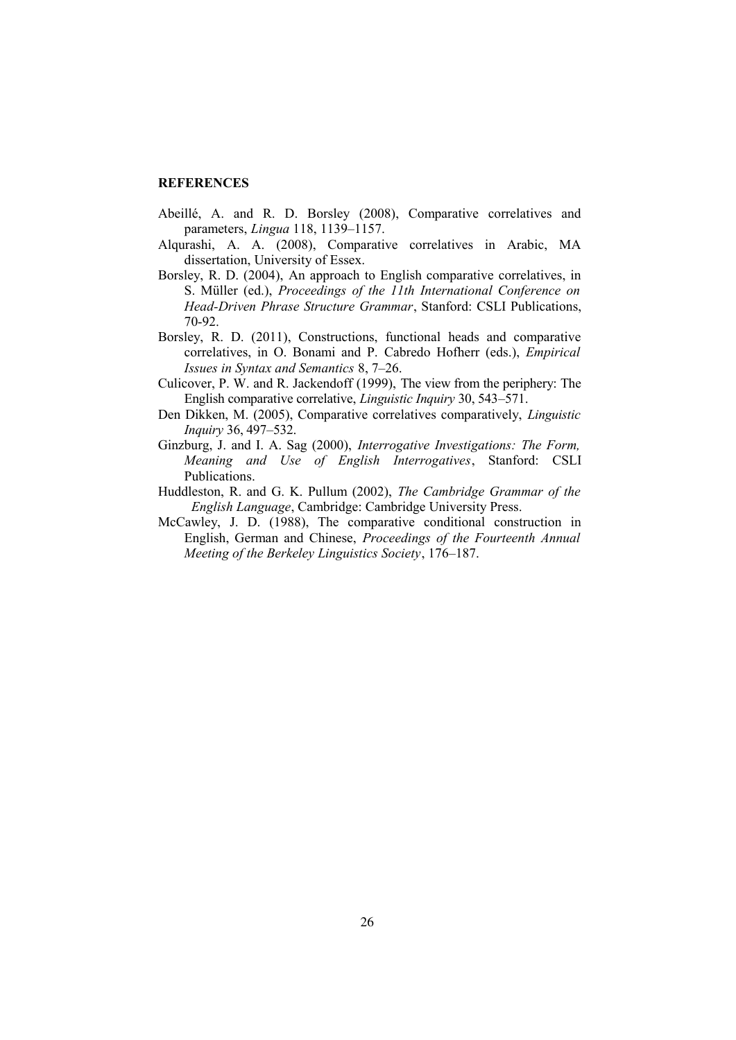## REFERENCES

Abeillé, A. and R. D. Borsley (2008), Comparative correlatives and parameters, *Lingua* 118, 1139–1157.

Alqurashi, A. A. (2008), Comparative correlatives in Arabic, MA dissertation, University of Essex.

Borsley, R. D. (2004), An approach to English comparative correlatives, in S. Müller (ed.), *Proceedings of the 11th International Conference on Head-Driven Phrase Structure Grammar*, Stanford: CSLI Publications, 70-92.

Borsley, R. D. (2011), Constructions, functional heads and comparative correlatives, in O. Bonami and P. Cabredo Hofherr (eds.), *Empirical Issues in Syntax and Semantics* 8, 7–26.

Culicover, P. W. and R. Jackendoff (1999), The view from the periphery: The English comparative correlative, *Linguistic Inquiry* 30, 543–571.

Den Dikken, M. (2005), Comparative correlatives comparatively, *Linguistic Inquiry* 36, 497–532.

Ginzburg, J. and I. A. Sag (2000), *Interrogative Investigations: The Form, Meaning and Use of English Interrogatives*, Stanford: CSLI Publications.

Huddleston, R. and G. K. Pullum (2002), *The Cambridge Grammar of the English Language*, Cambridge: Cambridge University Press.

McCawley, J. D. (1988), The comparative conditional construction in English, German and Chinese, *Proceedings of the Fourteenth Annual Meeting of the Berkeley Linguistics Society*, 176–187.